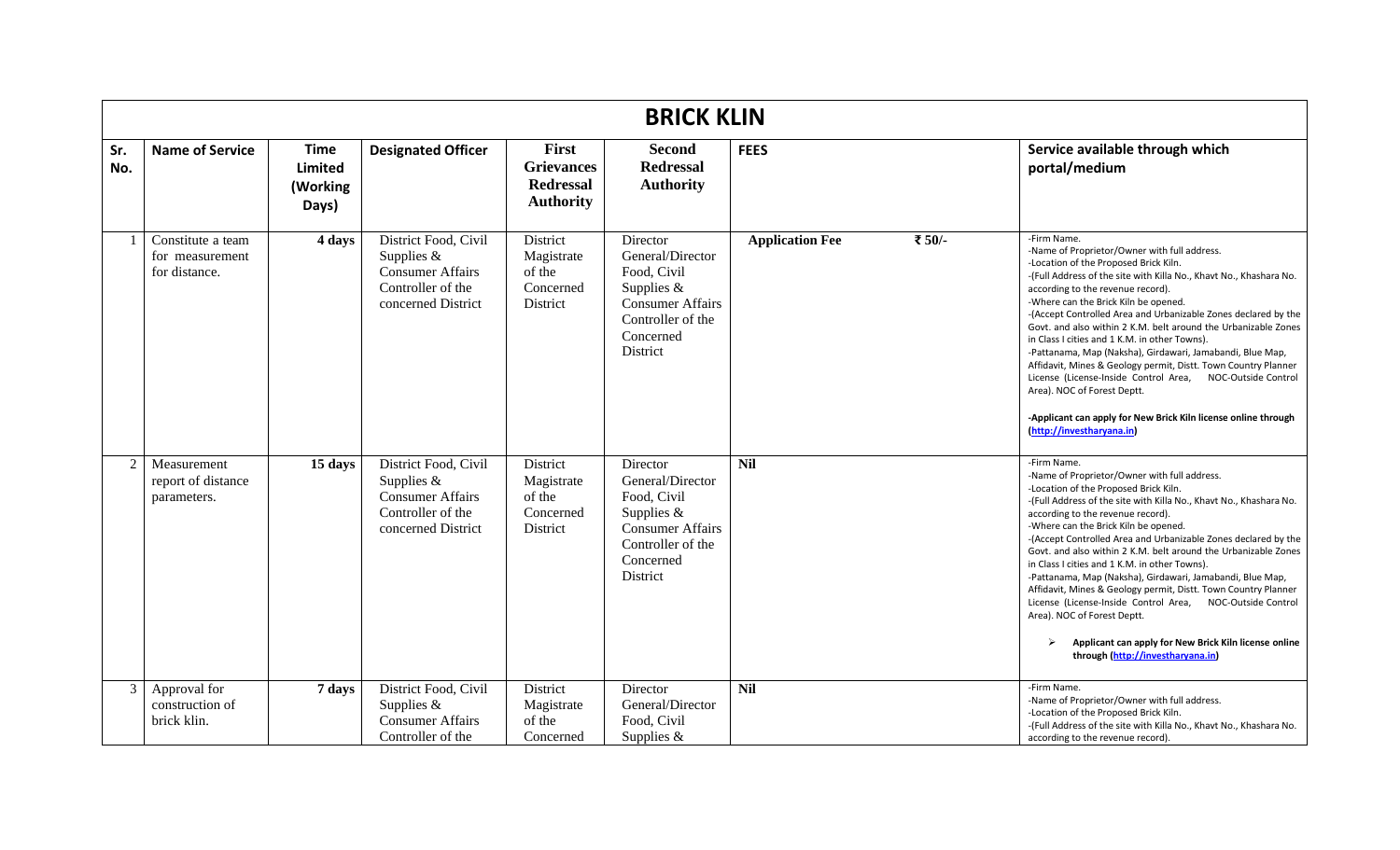# BRICK KLIN

| Sr. No. | Name of Service | Time Limited (Working Days) | Designated Officer | First Grievances Redressal Authority | Second Redressal Authority | FEES | Service available through which portal/medium |
|---|---|---|---|---|---|---|---|
| 1 | Constitute a team for measurement for distance. | 4 days | District Food, Civil Supplies & Consumer Affairs Controller of the concerned District | District Magistrate of the Concerned District | Director General/Director Food, Civil Supplies & Consumer Affairs Controller of the Concerned District | **Application Fee** ₹ 50/- | -Firm Name.<br>-Name of Proprietor/Owner with full address.<br>-Location of the Proposed Brick Kiln.<br>-(Full Address of the site with Killa No., Khavt No., Khashara No. according to the revenue record).<br>-Where can the Brick Kiln be opened.<br>-(Accept Controlled Area and Urbanizable Zones declared by the Govt. and also within 2 K.M. belt around the Urbanizable Zones in Class I cities and 1 K.M. in other Towns).<br>-Pattanama, Map (Naksha), Girdawari, Jamabandi, Blue Map, Affidavit, Mines & Geology permit, Distt. Town Country Planner License (License-Inside Control Area, NOC-Outside Control Area). NOC of Forest Deptt.<br><br>**-Applicant can apply for New Brick Kiln license online through (http://investharyana.in)** |
| 2 | Measurement report of distance parameters. | 15 days | District Food, Civil Supplies & Consumer Affairs Controller of the concerned District | District Magistrate of the Concerned District | Director General/Director Food, Civil Supplies & Consumer Affairs Controller of the Concerned District | **Nil** | -Firm Name.<br>-Name of Proprietor/Owner with full address.<br>-Location of the Proposed Brick Kiln.<br>-(Full Address of the site with Killa No., Khavt No., Khashara No. according to the revenue record).<br>-Where can the Brick Kiln be opened.<br>-(Accept Controlled Area and Urbanizable Zones declared by the Govt. and also within 2 K.M. belt around the Urbanizable Zones in Class I cities and 1 K.M. in other Towns).<br>-Pattanama, Map (Naksha), Girdawari, Jamabandi, Blue Map, Affidavit, Mines & Geology permit, Distt. Town Country Planner License (License-Inside Control Area, NOC-Outside Control Area). NOC of Forest Deptt.<br><br>➢ **Applicant can apply for New Brick Kiln license online through (http://investharyana.in)** |
| 3 | Approval for construction of brick klin. | 7 days | District Food, Civil Supplies & Consumer Affairs Controller of the | District Magistrate of the Concerned | Director General/Director Food, Civil Supplies & | **Nil** | -Firm Name.<br>-Name of Proprietor/Owner with full address.<br>-Location of the Proposed Brick Kiln.<br>-(Full Address of the site with Killa No., Khavt No., Khashara No. according to the revenue record). |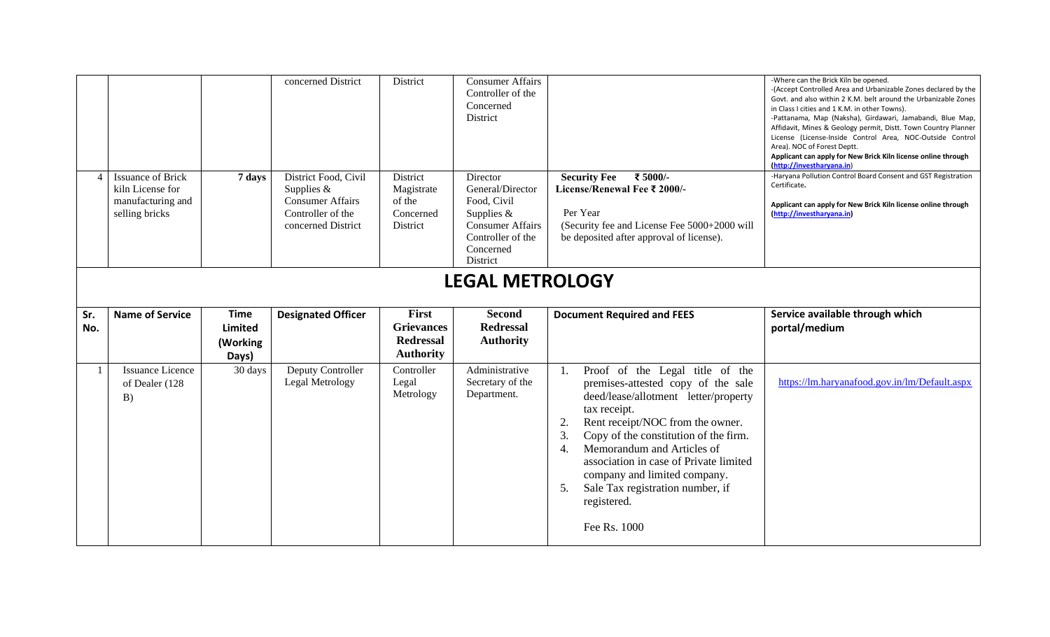| | | | concerned District | District | Consumer Affairs Controller of the Concerned District | | -Where can the Brick Kiln be opened. -(Accept Controlled Area and Urbanizable Zones declared by the Govt. and also within 2 K.M. belt around the Urbanizable Zones in Class I cities and 1 K.M. in other Towns). -Pattanama, Map (Naksha), Girdawari, Jamabandi, Blue Map, Affidavit, Mines & Geology permit, Distt. Town Country Planner License (License-Inside Control Area, NOC-Outside Control Area). NOC of Forest Deptt. **Applicant can apply for New Brick Kiln license online through (http://investharyana.in)** |
|---|---|---|---|---|---|---|---|
| 4 | Issuance of Brick kiln License for manufacturing and selling bricks | **7 days** | District Food, Civil Supplies & Consumer Affairs Controller of the concerned District | District Magistrate of the Concerned District | Director General/Director Food, Civil Supplies & Consumer Affairs Controller of the Concerned District | **Security Fee ₹ 5000/-** **License/Renewal Fee ₹ 2000/-** Per Year (Security fee and License Fee 5000+2000 will be deposited after approval of license). | -Haryana Pollution Control Board Consent and GST Registration Certificate. **Applicant can apply for New Brick Kiln license online through (http://investharyana.in)** |

# LEGAL METROLOGY

| Sr. No. | Name of Service | Time Limited (Working Days) | Designated Officer | First Grievances Redressal Authority | Second Redressal Authority | Document Required and FEES | Service available through which portal/medium |
|---|---|---|---|---|---|---|---|
| 1 | Issuance Licence of Dealer (128 B) | 30 days | Deputy Controller Legal Metrology | Controller Legal Metrology | Administrative Secretary of the Department. | 1. Proof of the Legal title of the premises-attested copy of the sale deed/lease/allotment letter/property tax receipt. 2. Rent receipt/NOC from the owner. 3. Copy of the constitution of the firm. 4. Memorandum and Articles of association in case of Private limited company and limited company. 5. Sale Tax registration number, if registered. Fee Rs. 1000 | https://lm.haryanafood.gov.in/lm/Default.aspx |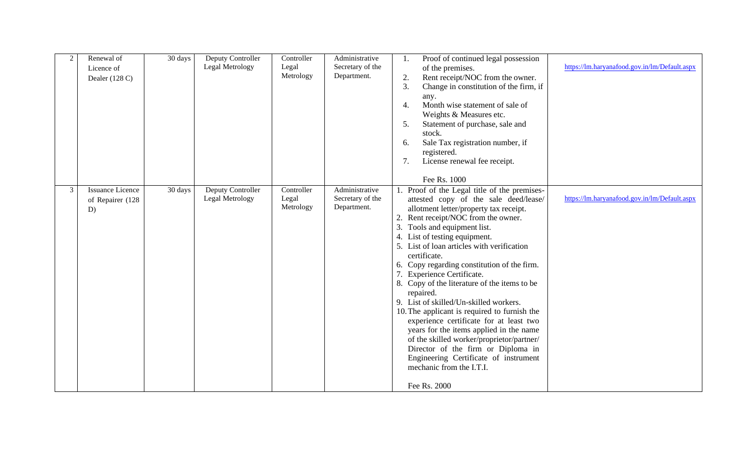| 2 | Renewal of Licence of Dealer (128 C) | 30 days | Deputy Controller Legal Metrology | Controller Legal Metrology | Administrative Secretary of the Department. | 1. Proof of continued legal possession of the premises.<br>2. Rent receipt/NOC from the owner.<br>3. Change in constitution of the firm, if any.<br>4. Month wise statement of sale of Weights & Measures etc.<br>5. Statement of purchase, sale and stock.<br>6. Sale Tax registration number, if registered.<br>7. License renewal fee receipt.<br><br>Fee Rs. 1000 | https://lm.haryanafood.gov.in/lm/Default.aspx |
|---|---|---|---|---|---|---|---|
| 3 | Issuance Licence of Repairer (128 D) | 30 days | Deputy Controller Legal Metrology | Controller Legal Metrology | Administrative Secretary of the Department. | 1. Proof of the Legal title of the premises-attested copy of the sale deed/lease/ allotment letter/property tax receipt.<br>2. Rent receipt/NOC from the owner.<br>3. Tools and equipment list.<br>4. List of testing equipment.<br>5. List of loan articles with verification certificate.<br>6. Copy regarding constitution of the firm.<br>7. Experience Certificate.<br>8. Copy of the literature of the items to be repaired.<br>9. List of skilled/Un-skilled workers.<br>10. The applicant is required to furnish the experience certificate for at least two years for the items applied in the name of the skilled worker/proprietor/partner/ Director of the firm or Diploma in Engineering Certificate of instrument mechanic from the I.T.I.<br><br>Fee Rs. 2000 | https://lm.haryanafood.gov.in/lm/Default.aspx |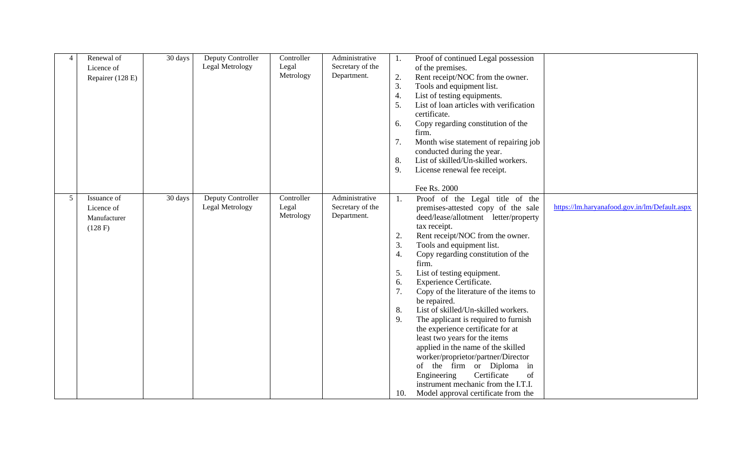| 4 | Renewal of Licence of Repairer (128 E) | 30 days | Deputy Controller Legal Metrology | Controller Legal Metrology | Administrative Secretary of the Department. | 1. Proof of continued Legal possession of the premises.<br>2. Rent receipt/NOC from the owner.<br>3. Tools and equipment list.<br>4. List of testing equipments.<br>5. List of loan articles with verification certificate.<br>6. Copy regarding constitution of the firm.<br>7. Month wise statement of repairing job conducted during the year.<br>8. List of skilled/Un-skilled workers.<br>9. License renewal fee receipt.<br><br>Fee Rs. 2000 | |
|---|---|---|---|---|---|---|---|
| 5 | Issuance of Licence of Manufacturer (128 F) | 30 days | Deputy Controller Legal Metrology | Controller Legal Metrology | Administrative Secretary of the Department. | 1. Proof of the Legal title of the premises-attested copy of the sale deed/lease/allotment letter/property tax receipt.<br>2. Rent receipt/NOC from the owner.<br>3. Tools and equipment list.<br>4. Copy regarding constitution of the firm.<br>5. List of testing equipment.<br>6. Experience Certificate.<br>7. Copy of the literature of the items to be repaired.<br>8. List of skilled/Un-skilled workers.<br>9. The applicant is required to furnish the experience certificate for at least two years for the items applied in the name of the skilled worker/proprietor/partner/Director of the firm or Diploma in Engineering Certificate of instrument mechanic from the I.T.I.<br>10. Model approval certificate from the | https://lm.haryanafood.gov.in/lm/Default.aspx |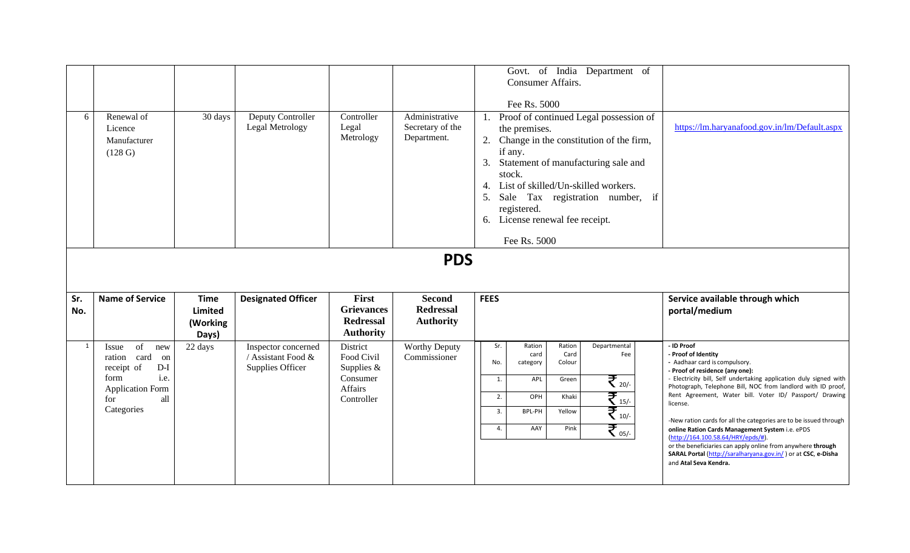|  |  |  |  |  |  | Govt. of India Department of Consumer Affairs.<br><br>Fee Rs. 5000 |  |
|---|---|---|---|---|---|---|---|
| 6 | Renewal of Licence Manufacturer (128 G) | 30 days | Deputy Controller Legal Metrology | Controller Legal Metrology | Administrative Secretary of the Department. | 1. Proof of continued Legal possession of the premises.<br>2. Change in the constitution of the firm, if any.<br>3. Statement of manufacturing sale and stock.<br>4. List of skilled/Un-skilled workers.<br>5. Sale Tax registration number, if registered.<br>6. License renewal fee receipt.<br><br>Fee Rs. 5000 | https://lm.haryanafood.gov.in/lm/Default.aspx |

## PDS

| Sr. No. | Name of Service | Time Limited (Working Days) | Designated Officer | First Grievances Redressal Authority | Second Redressal Authority | FEES | Service available through which portal/medium |
|---|---|---|---|---|---|---|---|
| 1 | Issue of new ration card on receipt of D-I form i.e. Application Form for all Categories | 22 days | Inspector concerned / Assistant Food & Supplies Officer | District Food Civil Supplies & Consumer Affairs Controller | Worthy Deputy Commissioner | Sr. No. \| Ration card category \| Ration Card Colour \| Departmental Fee<br>1. \| APL \| Green \| ₹ 20/-<br>2. \| OPH \| Khaki \| ₹ 15/-<br>3. \| BPL-PH \| Yellow \| ₹ 10/-<br>4. \| AAY \| Pink \| ₹ 05/- | **- ID Proof**<br>**- Proof of Identity**<br>- Aadhaar card is compulsory.<br>**- Proof of residence (any one):**<br>- Electricity bill, Self undertaking application duly signed with Photograph, Telephone Bill, NOC from landlord with ID proof, Rent Agreement, Water bill. Voter ID/ Passport/ Drawing license.<br><br>-New ration cards for all the categories are to be issued through **online Ration Cards Management System** i.e. ePDS (http://164.100.58.64/HRY/epds/#).<br>or the beneficiaries can apply online from anywhere **through SARAL Portal** (http://saralharyana.gov.in/ ) or at **CSC**, **e-Disha** and **Atal Seva Kendra.** |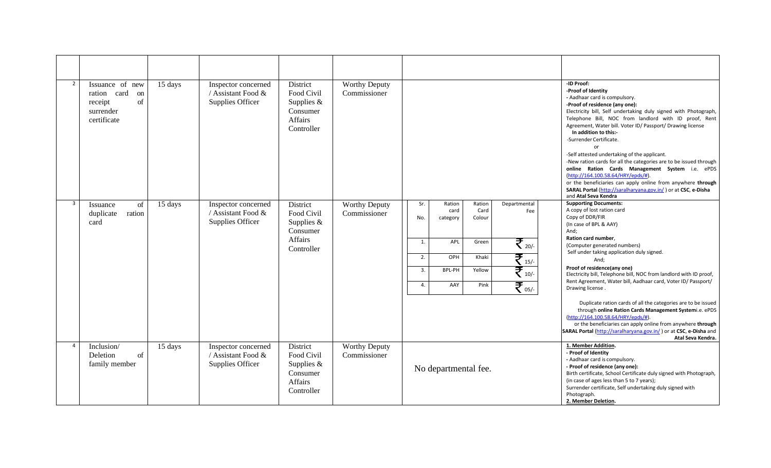| | | | | | | | |
|---|---|---|---|---|---|---|---|
| | | | | | | | |
| 2 | Issuance of new ration card on receipt of surrender certificate | 15 days | Inspector concerned / Assistant Food & Supplies Officer | District Food Civil Supplies & Consumer Affairs Controller | Worthy Deputy Commissioner | | **-ID Proof:**<br>**-Proof of Identity**<br>- Aadhaar card is compulsory.<br>**-Proof of residence (any one):**<br>Electricity bill, Self undertaking duly signed with Photograph, Telephone Bill, NOC from landlord with ID proof, Rent Agreement, Water bill. Voter ID/ Passport/ Drawing license<br>**In addition to this:-**<br>-Surrender Certificate.<br>or<br>-Self attested undertaking of the applicant.<br>-New ration cards for all the categories are to be issued through **online Ration Cards Management System** i.e. ePDS (http://164.100.58.64/HRY/epds/#).<br>or the beneficiaries can apply online from anywhere **through SARAL Portal** (http://saralharyana.gov.in/ ) or at **CSC**, **e-Disha** and **Atal Seva Kendra** |
| 3 | Issuance of duplicate ration card | 15 days | Inspector concerned / Assistant Food & Supplies Officer | District Food Civil Supplies & Consumer Affairs Controller | Worthy Deputy Commissioner | Sr. No. / Ration card category / Ration Card Colour / Departmental Fee:<br>1. APL, Green, ₹ 20/-<br>2. OPH, Khaki, ₹ 15/-<br>3. BPL-PH, Yellow, ₹ 10/-<br>4. AAY, Pink, ₹ 05/- | **Supporting Documents:**<br>A copy of lost ration card<br>Copy of DDR/FIR<br>(In case of BPL & AAY)<br>And;<br>**Ration card number**,<br>(Computer generated numbers)<br>Self under taking application duly signed.<br>And;<br>**Proof of residence(any one)**<br>Electricity bill, Telephone bill, NOC from landlord with ID proof, Rent Agreement, Water bill, Aadhaar card, Voter ID/ Passport/ Drawing license .<br><br>Duplicate ration cards of all the categories are to be issued through **online Ration Cards Management System**i.e. ePDS (http://164.100.58.64/HRY/epds/#).<br>or the beneficiaries can apply online from anywhere **through SARAL Portal** (http://saralharyana.gov.in/ ) or at **CSC**, **e-Disha** and **Atal Seva Kendra.** |
| 4 | Inclusion/ Deletion of family member | 15 days | Inspector concerned / Assistant Food & Supplies Officer | District Food Civil Supplies & Consumer Affairs Controller | Worthy Deputy Commissioner | No departmental fee. | **1. Member Addition.**<br>**- Proof of Identity**<br>- Aadhaar card is compulsory.<br>**- Proof of residence (any one):**<br>Birth certificate, School Certificate duly signed with Photograph, (in case of ages less than 5 to 7 years);<br>Surrender certificate, Self undertaking duly signed with Photograph.<br>**2. Member Deletion.** |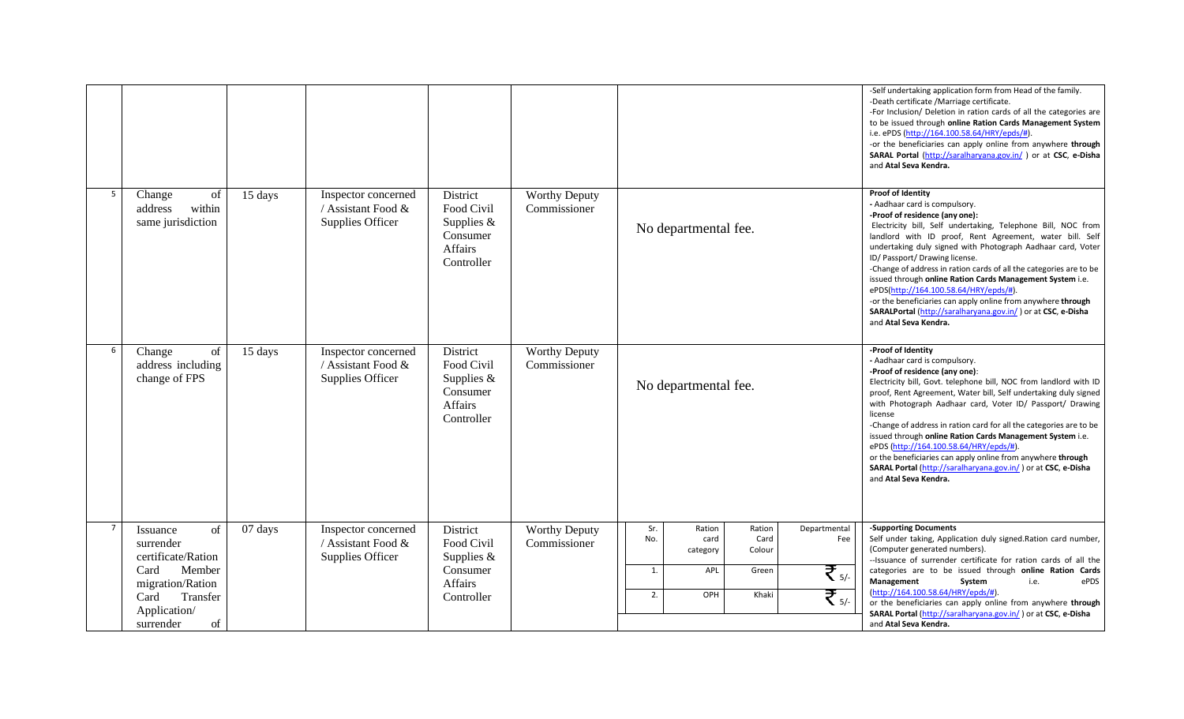| | | | | | | | |
|---|---|---|---|---|---|---|---|
| | | | | | | | -Self undertaking application form from Head of the family.<br>-Death certificate /Marriage certificate.<br>-For Inclusion/ Deletion in ration cards of all the categories are to be issued through **online Ration Cards Management System** i.e. ePDS (http://164.100.58.64/HRY/epds/#).<br>-or the beneficiaries can apply online from anywhere **through SARAL Portal** (http://saralharyana.gov.in/ ) or at **CSC**, **e-Disha** and **Atal Seva Kendra.** |
| 5 | Change of address within same jurisdiction | 15 days | Inspector concerned / Assistant Food & Supplies Officer | District Food Civil Supplies & Consumer Affairs Controller | Worthy Deputy Commissioner | No departmental fee. | **Proof of Identity**<br>**-** Aadhaar card is compulsory.<br>**-Proof of residence (any one):**<br>Electricity bill, Self undertaking, Telephone Bill, NOC from landlord with ID proof, Rent Agreement, water bill. Self undertaking duly signed with Photograph Aadhaar card, Voter ID/ Passport/ Drawing license.<br>-Change of address in ration cards of all the categories are to be issued through **online Ration Cards Management System** i.e. ePDS(http://164.100.58.64/HRY/epds/#).<br>-or the beneficiaries can apply online from anywhere **through SARALPortal** (http://saralharyana.gov.in/ ) or at **CSC, e-Disha** and **Atal Seva Kendra.** |
| 6 | Change of address including change of FPS | 15 days | Inspector concerned / Assistant Food & Supplies Officer | District Food Civil Supplies & Consumer Affairs Controller | Worthy Deputy Commissioner | No departmental fee. | **-Proof of Identity**<br>**-** Aadhaar card is compulsory.<br>**-Proof of residence (any one)**:<br>Electricity bill, Govt. telephone bill, NOC from landlord with ID proof, Rent Agreement, Water bill, Self undertaking duly signed with Photograph Aadhaar card, Voter ID/ Passport/ Drawing license<br>-Change of address in ration card for all the categories are to be issued through **online Ration Cards Management System** i.e. ePDS (http://164.100.58.64/HRY/epds/#).<br>or the beneficiaries can apply online from anywhere **through SARAL Portal** (http://saralharyana.gov.in/ ) or at **CSC**, **e-Disha** and **Atal Seva Kendra.** |
| 7 | Issuance of surrender certificate/Ration Card Member migration/Ration Card Transfer Application/ surrender of | 07 days | Inspector concerned / Assistant Food & Supplies Officer | District Food Civil Supplies & Consumer Affairs Controller | Worthy Deputy Commissioner | Sr. No. / Ration card category / Ration Card Colour / Departmental Fee<br>1. APL Green ₹ 5/-<br>2. OPH Khaki ₹ 5/- | **-Supporting Documents**<br>Self under taking, Application duly signed.Ration card number, (Computer generated numbers).<br>--Issuance of surrender certificate for ration cards of all the categories are to be issued through **online Ration Cards Management System** i.e. ePDS (http://164.100.58.64/HRY/epds/#).<br>or the beneficiaries can apply online from anywhere **through SARAL Portal** (http://saralharyana.gov.in/ ) or at **CSC, e-Disha** and **Atal Seva Kendra.** |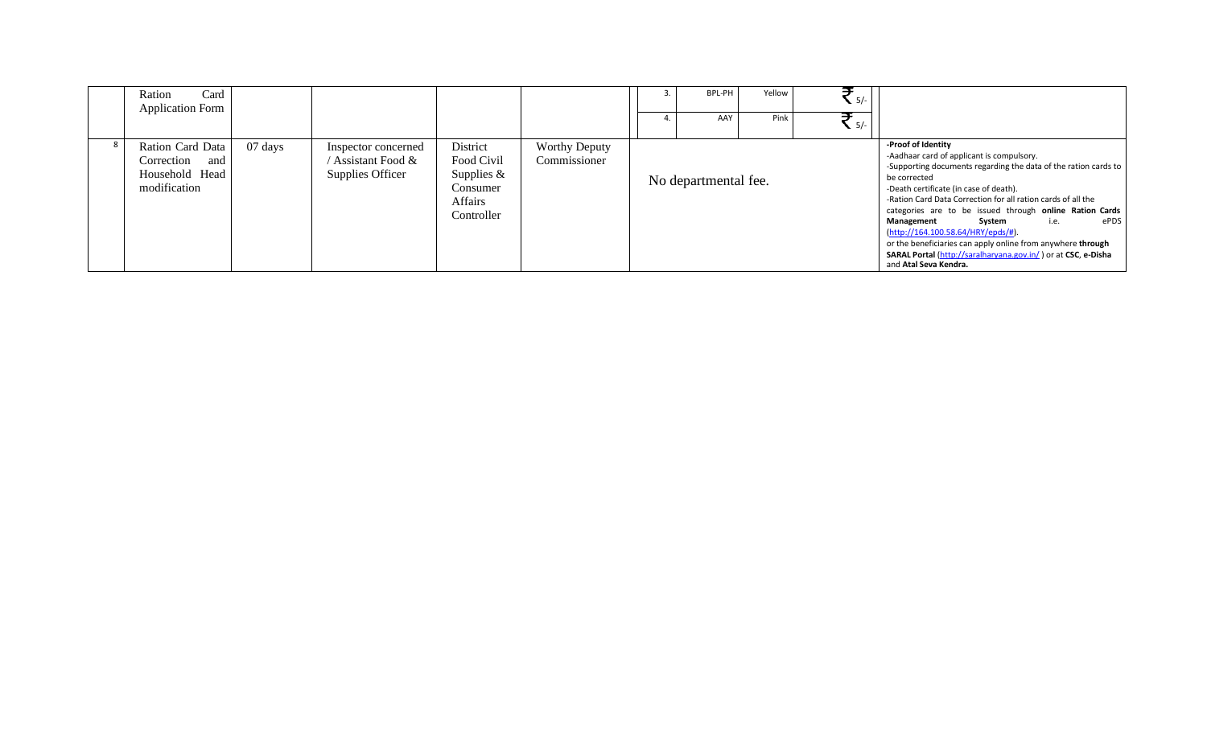| | | | | | | | | | | |
|---|---|---|---|---|---|---|---|---|---|---|
| | Ration Card Application Form | | | | | 3. | BPL-PH | Yellow | ₹ 5/- | |
| | | | | | | 4. | AAY | Pink | ₹ 5/- | |
| 8 | Ration Card Data Correction and Household Head modification | 07 days | Inspector concerned / Assistant Food & Supplies Officer | District Food Civil Supplies & Consumer Affairs Controller | Worthy Deputy Commissioner | No departmental fee. | | | | **-Proof of Identity**<br>-Aadhaar card of applicant is compulsory.<br>-Supporting documents regarding the data of the ration cards to be corrected<br>-Death certificate (in case of death).<br>-Ration Card Data Correction for all ration cards of all the categories are to be issued through **online Ration Cards Management System** i.e. ePDS (http://164.100.58.64/HRY/epds/#).<br>or the beneficiaries can apply online from anywhere **through SARAL Portal** (http://saralharyana.gov.in/ ) or at **CSC**, **e-Disha** and **Atal Seva Kendra.** |